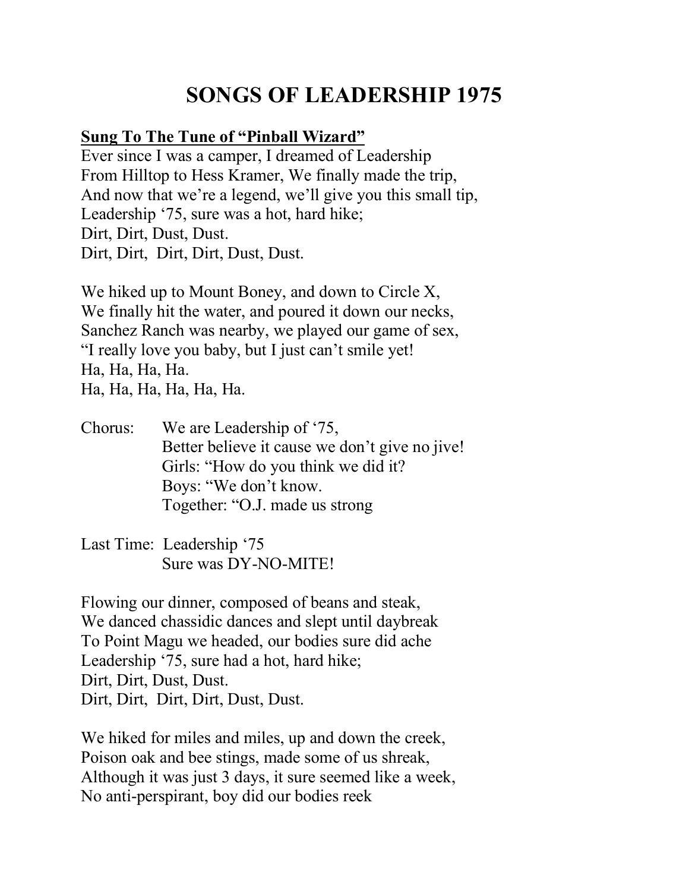# SONGS OF LEADERSHIP 1975

**Sung To The Tune of "Pinball Wizard"**

Ever since I was a camper, I dreamed of Leadership
From Hilltop to Hess Kramer, We finally made the trip,
And now that we're a legend, we'll give you this small tip,
Leadership '75, sure was a hot, hard hike;
Dirt, Dirt, Dust, Dust.
Dirt, Dirt, Dirt, Dirt, Dust, Dust.

We hiked up to Mount Boney, and down to Circle X,
We finally hit the water, and poured it down our necks,
Sanchez Ranch was nearby, we played our game of sex,
"I really love you baby, but I just can't smile yet!
Ha, Ha, Ha, Ha.
Ha, Ha, Ha, Ha, Ha, Ha.

Chorus: We are Leadership of '75,
Better believe it cause we don't give no jive!
Girls: "How do you think we did it?
Boys: "We don't know.
Together: "O.J. made us strong

Last Time: Leadership '75
Sure was DY-NO-MITE!

Flowing our dinner, composed of beans and steak,
We danced chassidic dances and slept until daybreak
To Point Magu we headed, our bodies sure did ache
Leadership '75, sure had a hot, hard hike;
Dirt, Dirt, Dust, Dust.
Dirt, Dirt, Dirt, Dirt, Dust, Dust.

We hiked for miles and miles, up and down the creek,
Poison oak and bee stings, made some of us shreak,
Although it was just 3 days, it sure seemed like a week,
No anti-perspirant, boy did our bodies reek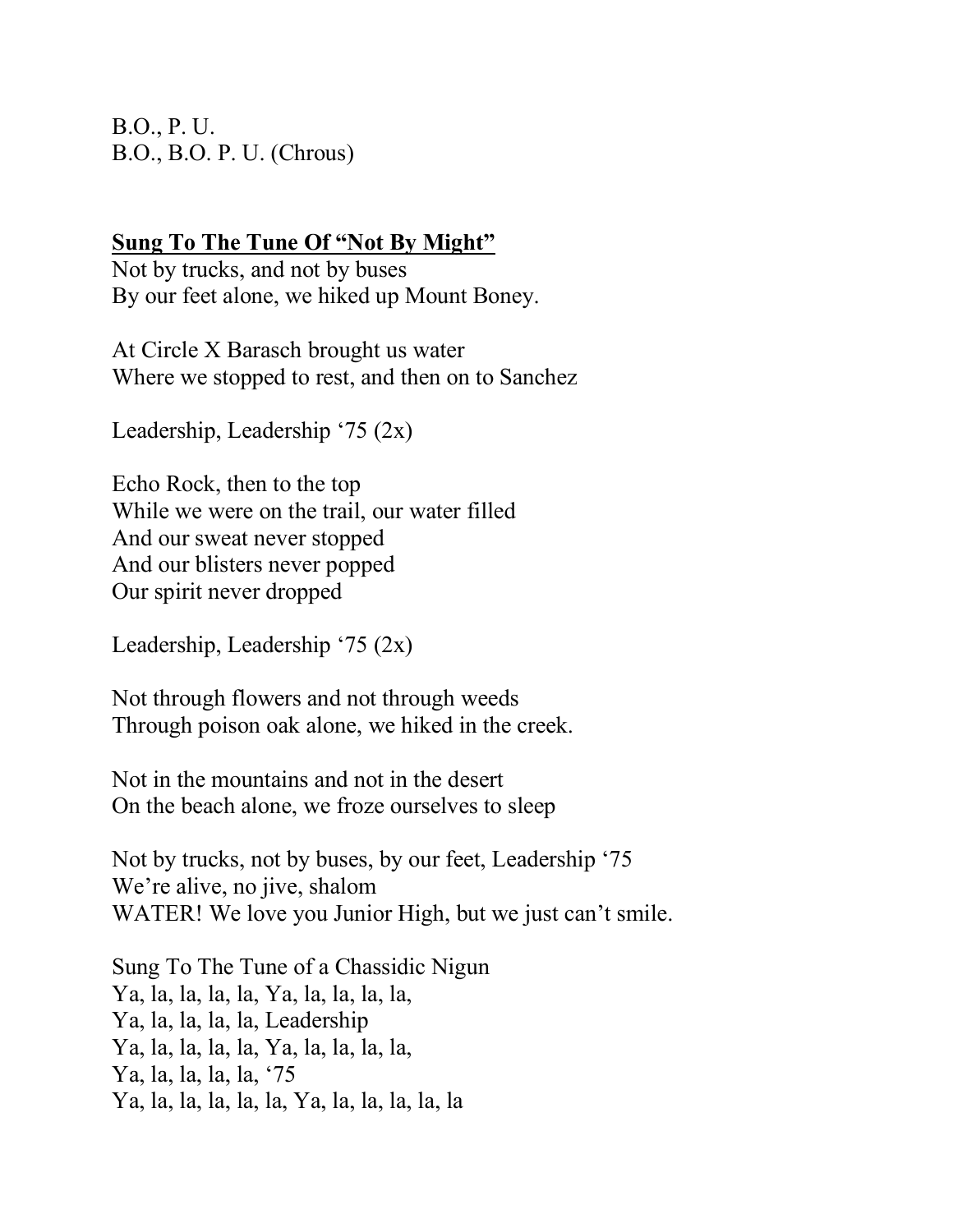B.O., P. U.
B.O., B.O. P. U. (Chrous)

**<u>Sung To The Tune Of "Not By Might"</u>**
Not by trucks, and not by buses
By our feet alone, we hiked up Mount Boney.

At Circle X Barasch brought us water
Where we stopped to rest, and then on to Sanchez

Leadership, Leadership '75 (2x)

Echo Rock, then to the top
While we were on the trail, our water filled
And our sweat never stopped
And our blisters never popped
Our spirit never dropped

Leadership, Leadership '75 (2x)

Not through flowers and not through weeds
Through poison oak alone, we hiked in the creek.

Not in the mountains and not in the desert
On the beach alone, we froze ourselves to sleep

Not by trucks, not by buses, by our feet, Leadership '75
We're alive, no jive, shalom
WATER! We love you Junior High, but we just can't smile.

Sung To The Tune of a Chassidic Nigun
Ya, la, la, la, la, Ya, la, la, la, la,
Ya, la, la, la, la, Leadership
Ya, la, la, la, la, Ya, la, la, la, la,
Ya, la, la, la, la, '75
Ya, la, la, la, la, la, Ya, la, la, la, la, la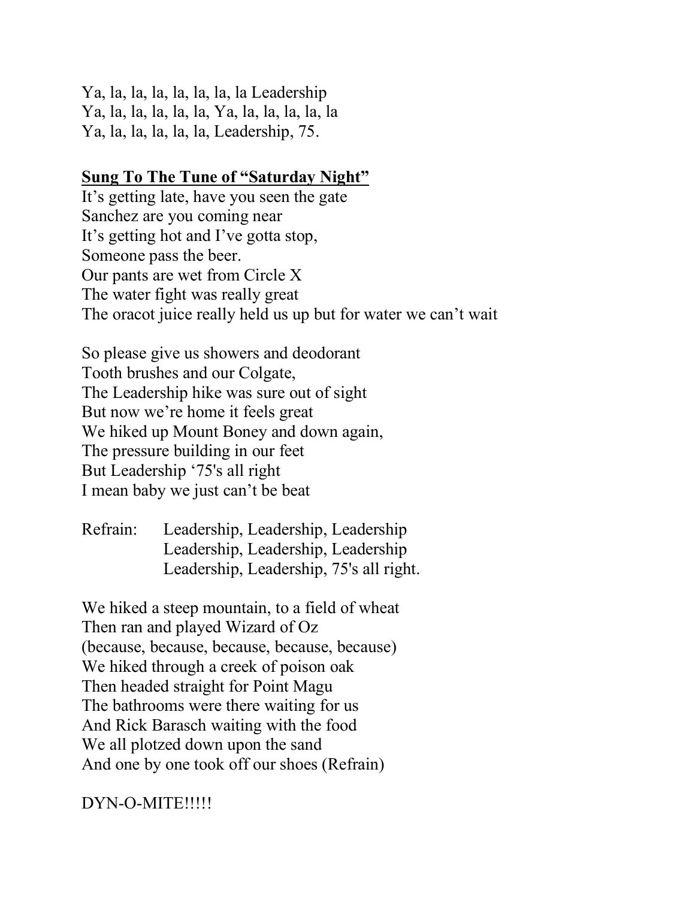Ya, la, la, la, la, la, la, la Leadership
Ya, la, la, la, la, la, Ya, la, la, la, la, la
Ya, la, la, la, la, la, Leadership, 75.

**<u>Sung To The Tune of "Saturday Night"</u>**

It's getting late, have you seen the gate
Sanchez are you coming near
It's getting hot and I've gotta stop,
Someone pass the beer.
Our pants are wet from Circle X
The water fight was really great
The oracot juice really held us up but for water we can't wait

So please give us showers and deodorant
Tooth brushes and our Colgate,
The Leadership hike was sure out of sight
But now we're home it feels great
We hiked up Mount Boney and down again,
The pressure building in our feet
But Leadership '75's all right
I mean baby we just can't be beat

Refrain: Leadership, Leadership, Leadership
Leadership, Leadership, Leadership
Leadership, Leadership, 75's all right.

We hiked a steep mountain, to a field of wheat
Then ran and played Wizard of Oz
(because, because, because, because, because)
We hiked through a creek of poison oak
Then headed straight for Point Magu
The bathrooms were there waiting for us
And Rick Barasch waiting with the food
We all plotzed down upon the sand
And one by one took off our shoes (Refrain)

DYN-O-MITE!!!!!